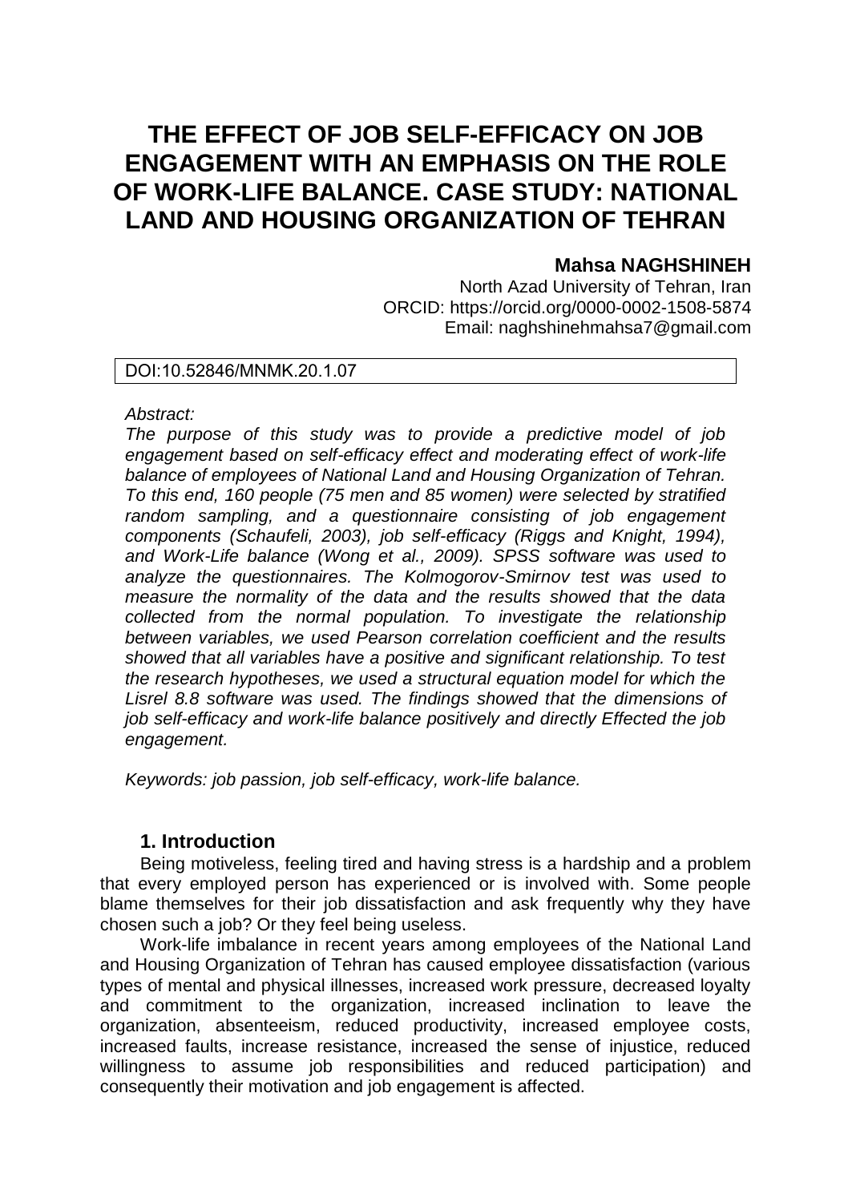# THE EFFECT OF JOB SELF-EFFICACY ON JOB ENGAGEMENT WITH AN EMPHASIS ON THE ROLE OF WORK-LIFE BALANCE. CASE STUDY: NATIONAL LAND AND HOUSING ORGANIZATION OF TEHRAN

**Mahsa NAGHSHINEH**

North Azad University of Tehran, Iran
ORCID: https://orcid.org/0000-0002-1508-5874
Email: naghshinehmahsa7@gmail.com

DOI:10.52846/MNMK.20.1.07

*Abstract:*

*The purpose of this study was to provide a predictive model of job engagement based on self-efficacy effect and moderating effect of work-life balance of employees of National Land and Housing Organization of Tehran. To this end, 160 people (75 men and 85 women) were selected by stratified random sampling, and a questionnaire consisting of job engagement components (Schaufeli, 2003), job self-efficacy (Riggs and Knight, 1994), and Work-Life balance (Wong et al., 2009). SPSS software was used to analyze the questionnaires. The Kolmogorov-Smirnov test was used to measure the normality of the data and the results showed that the data collected from the normal population. To investigate the relationship between variables, we used Pearson correlation coefficient and the results showed that all variables have a positive and significant relationship. To test the research hypotheses, we used a structural equation model for which the Lisrel 8.8 software was used. The findings showed that the dimensions of job self-efficacy and work-life balance positively and directly Effected the job engagement.*

*Keywords: job passion, job self-efficacy, work-life balance.*

## 1. Introduction

Being motiveless, feeling tired and having stress is a hardship and a problem that every employed person has experienced or is involved with. Some people blame themselves for their job dissatisfaction and ask frequently why they have chosen such a job? Or they feel being useless.

Work-life imbalance in recent years among employees of the National Land and Housing Organization of Tehran has caused employee dissatisfaction (various types of mental and physical illnesses, increased work pressure, decreased loyalty and commitment to the organization, increased inclination to leave the organization, absenteeism, reduced productivity, increased employee costs, increased faults, increase resistance, increased the sense of injustice, reduced willingness to assume job responsibilities and reduced participation) and consequently their motivation and job engagement is affected.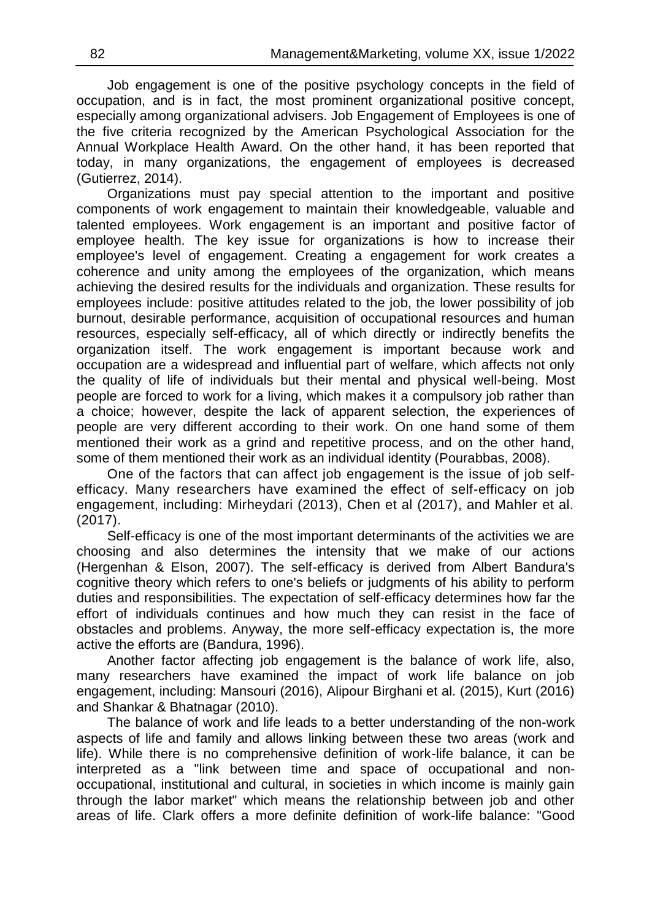Job engagement is one of the positive psychology concepts in the field of occupation, and is in fact, the most prominent organizational positive concept, especially among organizational advisers. Job Engagement of Employees is one of the five criteria recognized by the American Psychological Association for the Annual Workplace Health Award. On the other hand, it has been reported that today, in many organizations, the engagement of employees is decreased (Gutierrez, 2014).

Organizations must pay special attention to the important and positive components of work engagement to maintain their knowledgeable, valuable and talented employees. Work engagement is an important and positive factor of employee health. The key issue for organizations is how to increase their employee's level of engagement. Creating a engagement for work creates a coherence and unity among the employees of the organization, which means achieving the desired results for the individuals and organization. These results for employees include: positive attitudes related to the job, the lower possibility of job burnout, desirable performance, acquisition of occupational resources and human resources, especially self-efficacy, all of which directly or indirectly benefits the organization itself. The work engagement is important because work and occupation are a widespread and influential part of welfare, which affects not only the quality of life of individuals but their mental and physical well-being. Most people are forced to work for a living, which makes it a compulsory job rather than a choice; however, despite the lack of apparent selection, the experiences of people are very different according to their work. On one hand some of them mentioned their work as a grind and repetitive process, and on the other hand, some of them mentioned their work as an individual identity (Pourabbas, 2008).

One of the factors that can affect job engagement is the issue of job self-efficacy. Many researchers have examined the effect of self-efficacy on job engagement, including: Mirheydari (2013), Chen et al (2017), and Mahler et al. (2017).

Self-efficacy is one of the most important determinants of the activities we are choosing and also determines the intensity that we make of our actions (Hergenhan & Elson, 2007). The self-efficacy is derived from Albert Bandura's cognitive theory which refers to one's beliefs or judgments of his ability to perform duties and responsibilities. The expectation of self-efficacy determines how far the effort of individuals continues and how much they can resist in the face of obstacles and problems. Anyway, the more self-efficacy expectation is, the more active the efforts are (Bandura, 1996).

Another factor affecting job engagement is the balance of work life, also, many researchers have examined the impact of work life balance on job engagement, including: Mansouri (2016), Alipour Birghani et al. (2015), Kurt (2016) and Shankar & Bhatnagar (2010).

The balance of work and life leads to a better understanding of the non-work aspects of life and family and allows linking between these two areas (work and life). While there is no comprehensive definition of work-life balance, it can be interpreted as a "link between time and space of occupational and non-occupational, institutional and cultural, in societies in which income is mainly gain through the labor market" which means the relationship between job and other areas of life. Clark offers a more definite definition of work-life balance: "Good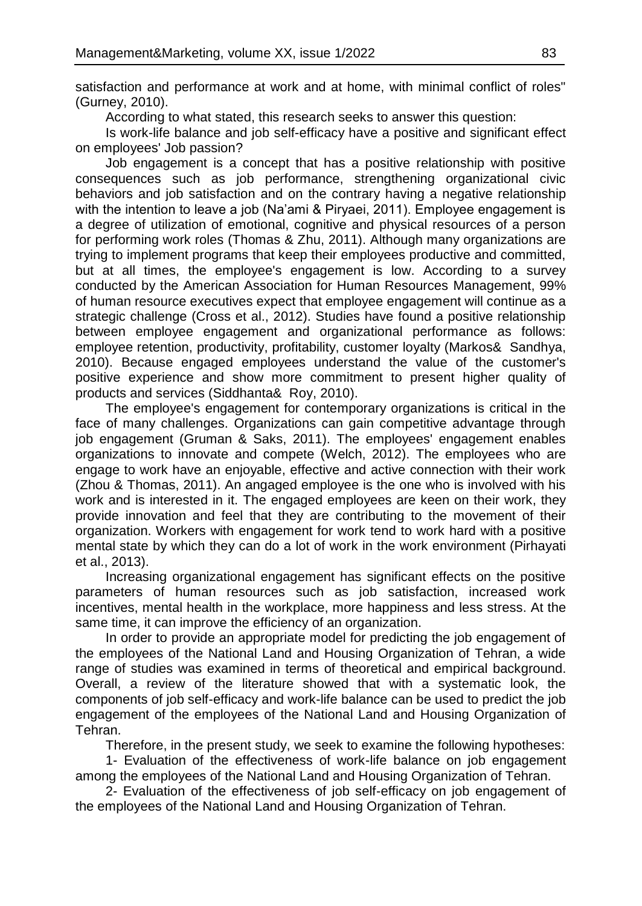satisfaction and performance at work and at home, with minimal conflict of roles" (Gurney, 2010).

According to what stated, this research seeks to answer this question:

Is work-life balance and job self-efficacy have a positive and significant effect on employees' Job passion?

Job engagement is a concept that has a positive relationship with positive consequences such as job performance, strengthening organizational civic behaviors and job satisfaction and on the contrary having a negative relationship with the intention to leave a job (Na'ami & Piryaei, 2011). Employee engagement is a degree of utilization of emotional, cognitive and physical resources of a person for performing work roles (Thomas & Zhu, 2011). Although many organizations are trying to implement programs that keep their employees productive and committed, but at all times, the employee's engagement is low. According to a survey conducted by the American Association for Human Resources Management, 99% of human resource executives expect that employee engagement will continue as a strategic challenge (Cross et al., 2012). Studies have found a positive relationship between employee engagement and organizational performance as follows: employee retention, productivity, profitability, customer loyalty (Markos& Sandhya, 2010). Because engaged employees understand the value of the customer's positive experience and show more commitment to present higher quality of products and services (Siddhanta& Roy, 2010).

The employee's engagement for contemporary organizations is critical in the face of many challenges. Organizations can gain competitive advantage through job engagement (Gruman & Saks, 2011). The employees' engagement enables organizations to innovate and compete (Welch, 2012). The employees who are engage to work have an enjoyable, effective and active connection with their work (Zhou & Thomas, 2011). An angaged employee is the one who is involved with his work and is interested in it. The engaged employees are keen on their work, they provide innovation and feel that they are contributing to the movement of their organization. Workers with engagement for work tend to work hard with a positive mental state by which they can do a lot of work in the work environment (Pirhayati et al., 2013).

Increasing organizational engagement has significant effects on the positive parameters of human resources such as job satisfaction, increased work incentives, mental health in the workplace, more happiness and less stress. At the same time, it can improve the efficiency of an organization.

In order to provide an appropriate model for predicting the job engagement of the employees of the National Land and Housing Organization of Tehran, a wide range of studies was examined in terms of theoretical and empirical background. Overall, a review of the literature showed that with a systematic look, the components of job self-efficacy and work-life balance can be used to predict the job engagement of the employees of the National Land and Housing Organization of Tehran.

Therefore, in the present study, we seek to examine the following hypotheses:

1- Evaluation of the effectiveness of work-life balance on job engagement among the employees of the National Land and Housing Organization of Tehran.

2- Evaluation of the effectiveness of job self-efficacy on job engagement of the employees of the National Land and Housing Organization of Tehran.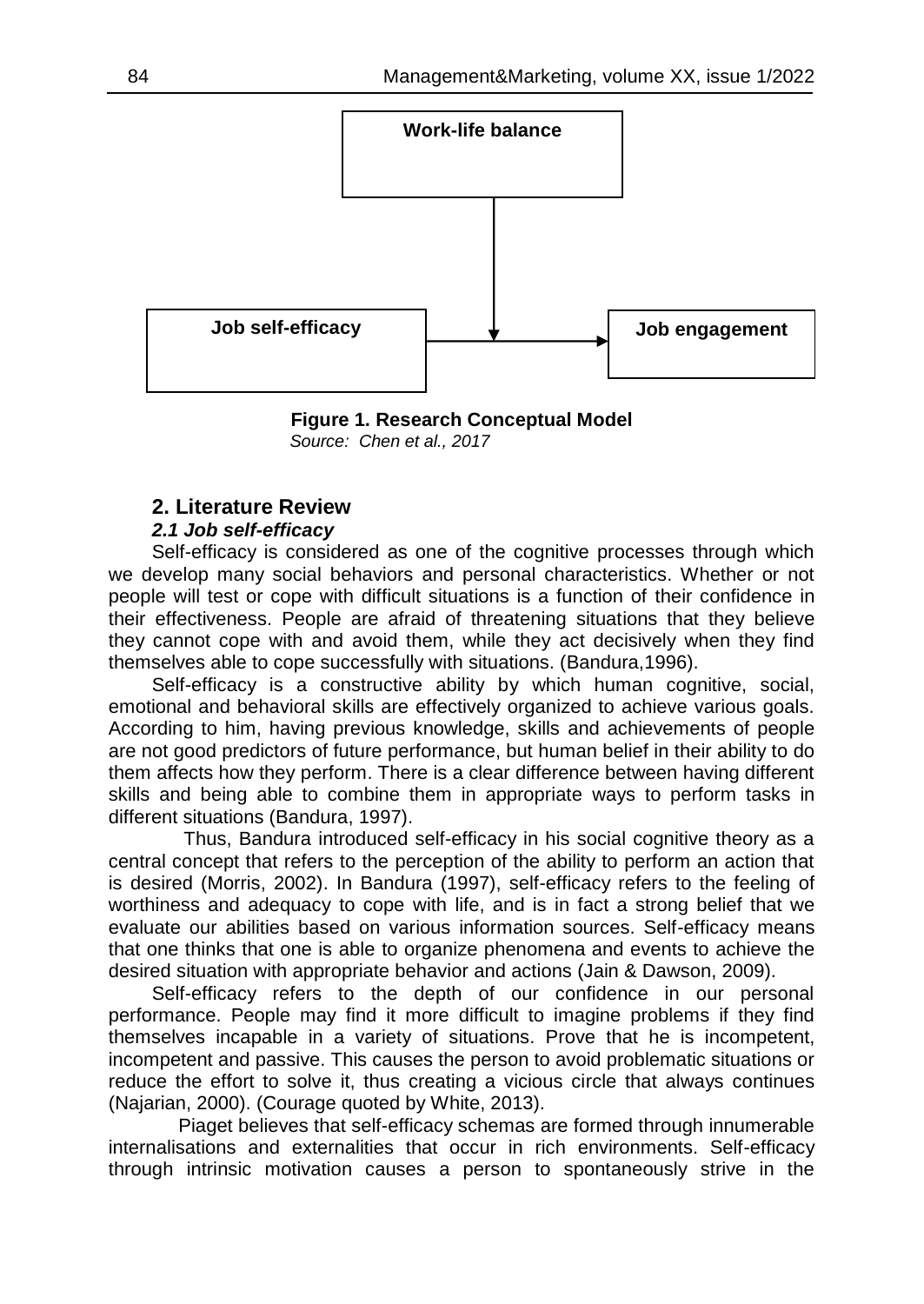Work-life balance

Job self-efficacy → Job engagement

**Figure 1. Research Conceptual Model**
*Source: Chen et al., 2017*

## 2. Literature Review

### *2.1 Job self-efficacy*

Self-efficacy is considered as one of the cognitive processes through which we develop many social behaviors and personal characteristics. Whether or not people will test or cope with difficult situations is a function of their confidence in their effectiveness. People are afraid of threatening situations that they believe they cannot cope with and avoid them, while they act decisively when they find themselves able to cope successfully with situations. (Bandura,1996).

Self-efficacy is a constructive ability by which human cognitive, social, emotional and behavioral skills are effectively organized to achieve various goals. According to him, having previous knowledge, skills and achievements of people are not good predictors of future performance, but human belief in their ability to do them affects how they perform. There is a clear difference between having different skills and being able to combine them in appropriate ways to perform tasks in different situations (Bandura, 1997).

Thus, Bandura introduced self-efficacy in his social cognitive theory as a central concept that refers to the perception of the ability to perform an action that is desired (Morris, 2002). In Bandura (1997), self-efficacy refers to the feeling of worthiness and adequacy to cope with life, and is in fact a strong belief that we evaluate our abilities based on various information sources. Self-efficacy means that one thinks that one is able to organize phenomena and events to achieve the desired situation with appropriate behavior and actions (Jain & Dawson, 2009).

Self-efficacy refers to the depth of our confidence in our personal performance. People may find it more difficult to imagine problems if they find themselves incapable in a variety of situations. Prove that he is incompetent, incompetent and passive. This causes the person to avoid problematic situations or reduce the effort to solve it, thus creating a vicious circle that always continues (Najarian, 2000). (Courage quoted by White, 2013).

Piaget believes that self-efficacy schemas are formed through innumerable internalisations and externalities that occur in rich environments. Self-efficacy through intrinsic motivation causes a person to spontaneously strive in the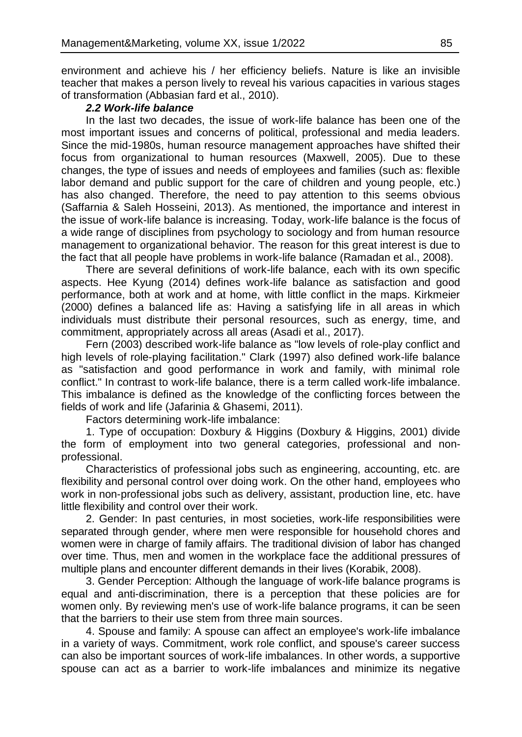environment and achieve his / her efficiency beliefs. Nature is like an invisible teacher that makes a person lively to reveal his various capacities in various stages of transformation (Abbasian fard et al., 2010).

### *2.2 Work-life balance*

In the last two decades, the issue of work-life balance has been one of the most important issues and concerns of political, professional and media leaders. Since the mid-1980s, human resource management approaches have shifted their focus from organizational to human resources (Maxwell, 2005). Due to these changes, the type of issues and needs of employees and families (such as: flexible labor demand and public support for the care of children and young people, etc.) has also changed. Therefore, the need to pay attention to this seems obvious (Saffarnia & Saleh Hosseini, 2013). As mentioned, the importance and interest in the issue of work-life balance is increasing. Today, work-life balance is the focus of a wide range of disciplines from psychology to sociology and from human resource management to organizational behavior. The reason for this great interest is due to the fact that all people have problems in work-life balance (Ramadan et al., 2008).

There are several definitions of work-life balance, each with its own specific aspects. Hee Kyung (2014) defines work-life balance as satisfaction and good performance, both at work and at home, with little conflict in the maps. Kirkmeier (2000) defines a balanced life as: Having a satisfying life in all areas in which individuals must distribute their personal resources, such as energy, time, and commitment, appropriately across all areas (Asadi et al., 2017).

Fern (2003) described work-life balance as "low levels of role-play conflict and high levels of role-playing facilitation." Clark (1997) also defined work-life balance as "satisfaction and good performance in work and family, with minimal role conflict." In contrast to work-life balance, there is a term called work-life imbalance. This imbalance is defined as the knowledge of the conflicting forces between the fields of work and life (Jafarinia & Ghasemi, 2011).

Factors determining work-life imbalance:

1. Type of occupation: Doxbury & Higgins (Doxbury & Higgins, 2001) divide the form of employment into two general categories, professional and non-professional.

Characteristics of professional jobs such as engineering, accounting, etc. are flexibility and personal control over doing work. On the other hand, employees who work in non-professional jobs such as delivery, assistant, production line, etc. have little flexibility and control over their work.

2. Gender: In past centuries, in most societies, work-life responsibilities were separated through gender, where men were responsible for household chores and women were in charge of family affairs. The traditional division of labor has changed over time. Thus, men and women in the workplace face the additional pressures of multiple plans and encounter different demands in their lives (Korabik, 2008).

3. Gender Perception: Although the language of work-life balance programs is equal and anti-discrimination, there is a perception that these policies are for women only. By reviewing men's use of work-life balance programs, it can be seen that the barriers to their use stem from three main sources.

4. Spouse and family: A spouse can affect an employee's work-life imbalance in a variety of ways. Commitment, work role conflict, and spouse's career success can also be important sources of work-life imbalances. In other words, a supportive spouse can act as a barrier to work-life imbalances and minimize its negative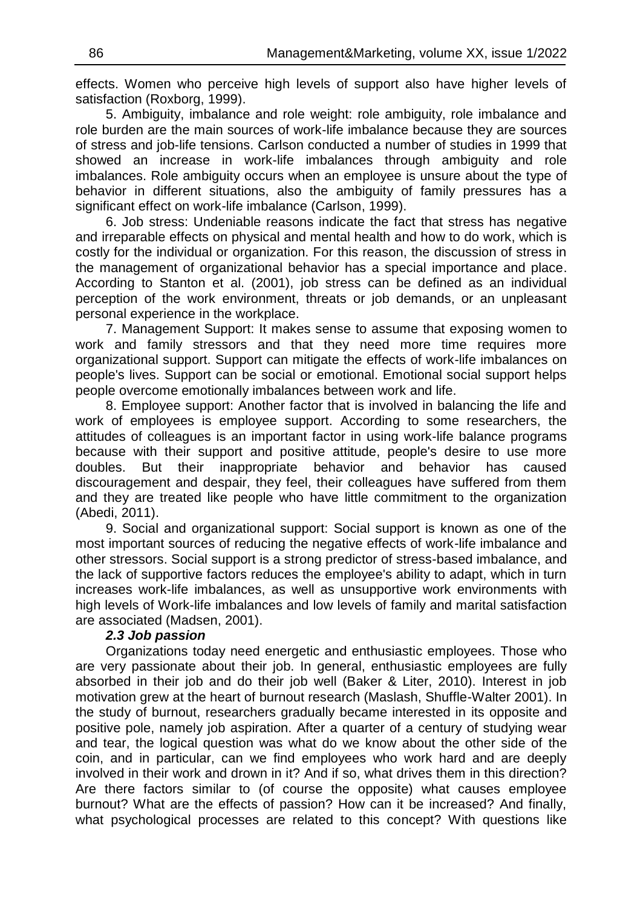effects. Women who perceive high levels of support also have higher levels of satisfaction (Roxborg, 1999).

5. Ambiguity, imbalance and role weight: role ambiguity, role imbalance and role burden are the main sources of work-life imbalance because they are sources of stress and job-life tensions. Carlson conducted a number of studies in 1999 that showed an increase in work-life imbalances through ambiguity and role imbalances. Role ambiguity occurs when an employee is unsure about the type of behavior in different situations, also the ambiguity of family pressures has a significant effect on work-life imbalance (Carlson, 1999).

6. Job stress: Undeniable reasons indicate the fact that stress has negative and irreparable effects on physical and mental health and how to do work, which is costly for the individual or organization. For this reason, the discussion of stress in the management of organizational behavior has a special importance and place. According to Stanton et al. (2001), job stress can be defined as an individual perception of the work environment, threats or job demands, or an unpleasant personal experience in the workplace.

7. Management Support: It makes sense to assume that exposing women to work and family stressors and that they need more time requires more organizational support. Support can mitigate the effects of work-life imbalances on people's lives. Support can be social or emotional. Emotional social support helps people overcome emotionally imbalances between work and life.

8. Employee support: Another factor that is involved in balancing the life and work of employees is employee support. According to some researchers, the attitudes of colleagues is an important factor in using work-life balance programs because with their support and positive attitude, people's desire to use more doubles. But their inappropriate behavior and behavior has caused discouragement and despair, they feel, their colleagues have suffered from them and they are treated like people who have little commitment to the organization (Abedi, 2011).

9. Social and organizational support: Social support is known as one of the most important sources of reducing the negative effects of work-life imbalance and other stressors. Social support is a strong predictor of stress-based imbalance, and the lack of supportive factors reduces the employee's ability to adapt, which in turn increases work-life imbalances, as well as unsupportive work environments with high levels of Work-life imbalances and low levels of family and marital satisfaction are associated (Madsen, 2001).

### *2.3 Job passion*

Organizations today need energetic and enthusiastic employees. Those who are very passionate about their job. In general, enthusiastic employees are fully absorbed in their job and do their job well (Baker & Liter, 2010). Interest in job motivation grew at the heart of burnout research (Maslash, Shuffle-Walter 2001). In the study of burnout, researchers gradually became interested in its opposite and positive pole, namely job aspiration. After a quarter of a century of studying wear and tear, the logical question was what do we know about the other side of the coin, and in particular, can we find employees who work hard and are deeply involved in their work and drown in it? And if so, what drives them in this direction? Are there factors similar to (of course the opposite) what causes employee burnout? What are the effects of passion? How can it be increased? And finally, what psychological processes are related to this concept? With questions like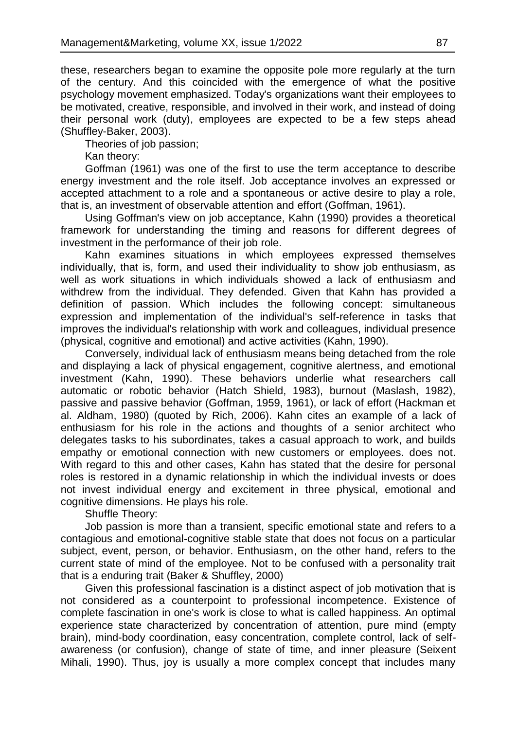these, researchers began to examine the opposite pole more regularly at the turn of the century. And this coincided with the emergence of what the positive psychology movement emphasized. Today's organizations want their employees to be motivated, creative, responsible, and involved in their work, and instead of doing their personal work (duty), employees are expected to be a few steps ahead (Shuffley-Baker, 2003).

Theories of job passion;

Kan theory:

Goffman (1961) was one of the first to use the term acceptance to describe energy investment and the role itself. Job acceptance involves an expressed or accepted attachment to a role and a spontaneous or active desire to play a role, that is, an investment of observable attention and effort (Goffman, 1961).

Using Goffman's view on job acceptance, Kahn (1990) provides a theoretical framework for understanding the timing and reasons for different degrees of investment in the performance of their job role.

Kahn examines situations in which employees expressed themselves individually, that is, form, and used their individuality to show job enthusiasm, as well as work situations in which individuals showed a lack of enthusiasm and withdrew from the individual. They defended. Given that Kahn has provided a definition of passion. Which includes the following concept: simultaneous expression and implementation of the individual's self-reference in tasks that improves the individual's relationship with work and colleagues, individual presence (physical, cognitive and emotional) and active activities (Kahn, 1990).

Conversely, individual lack of enthusiasm means being detached from the role and displaying a lack of physical engagement, cognitive alertness, and emotional investment (Kahn, 1990). These behaviors underlie what researchers call automatic or robotic behavior (Hatch Shield, 1983), burnout (Maslash, 1982), passive and passive behavior (Goffman, 1959, 1961), or lack of effort (Hackman et al. Aldham, 1980) (quoted by Rich, 2006). Kahn cites an example of a lack of enthusiasm for his role in the actions and thoughts of a senior architect who delegates tasks to his subordinates, takes a casual approach to work, and builds empathy or emotional connection with new customers or employees. does not. With regard to this and other cases, Kahn has stated that the desire for personal roles is restored in a dynamic relationship in which the individual invests or does not invest individual energy and excitement in three physical, emotional and cognitive dimensions. He plays his role.

Shuffle Theory:

Job passion is more than a transient, specific emotional state and refers to a contagious and emotional-cognitive stable state that does not focus on a particular subject, event, person, or behavior. Enthusiasm, on the other hand, refers to the current state of mind of the employee. Not to be confused with a personality trait that is a enduring trait (Baker & Shuffley, 2000)

Given this professional fascination is a distinct aspect of job motivation that is not considered as a counterpoint to professional incompetence. Existence of complete fascination in one's work is close to what is called happiness. An optimal experience state characterized by concentration of attention, pure mind (empty brain), mind-body coordination, easy concentration, complete control, lack of self-awareness (or confusion), change of state of time, and inner pleasure (Seixent Mihali, 1990). Thus, joy is usually a more complex concept that includes many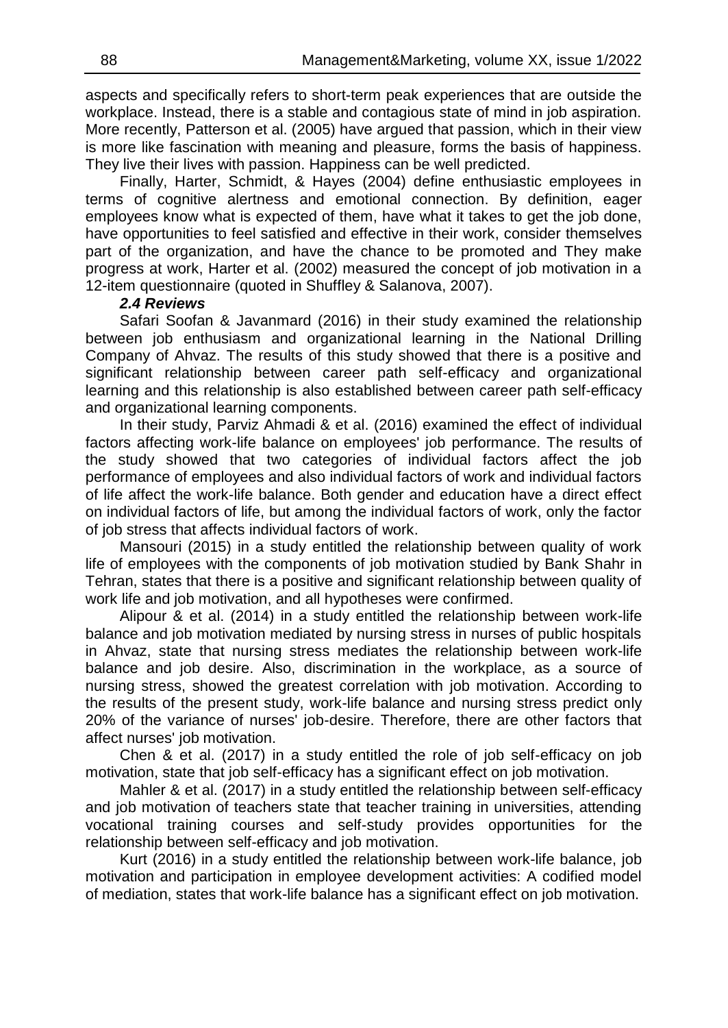aspects and specifically refers to short-term peak experiences that are outside the workplace. Instead, there is a stable and contagious state of mind in job aspiration. More recently, Patterson et al. (2005) have argued that passion, which in their view is more like fascination with meaning and pleasure, forms the basis of happiness. They live their lives with passion. Happiness can be well predicted.

Finally, Harter, Schmidt, & Hayes (2004) define enthusiastic employees in terms of cognitive alertness and emotional connection. By definition, eager employees know what is expected of them, have what it takes to get the job done, have opportunities to feel satisfied and effective in their work, consider themselves part of the organization, and have the chance to be promoted and They make progress at work, Harter et al. (2002) measured the concept of job motivation in a 12-item questionnaire (quoted in Shuffley & Salanova, 2007).

### *2.4 Reviews*

Safari Soofan & Javanmard (2016) in their study examined the relationship between job enthusiasm and organizational learning in the National Drilling Company of Ahvaz. The results of this study showed that there is a positive and significant relationship between career path self-efficacy and organizational learning and this relationship is also established between career path self-efficacy and organizational learning components.

In their study, Parviz Ahmadi & et al. (2016) examined the effect of individual factors affecting work-life balance on employees' job performance. The results of the study showed that two categories of individual factors affect the job performance of employees and also individual factors of work and individual factors of life affect the work-life balance. Both gender and education have a direct effect on individual factors of life, but among the individual factors of work, only the factor of job stress that affects individual factors of work.

Mansouri (2015) in a study entitled the relationship between quality of work life of employees with the components of job motivation studied by Bank Shahr in Tehran, states that there is a positive and significant relationship between quality of work life and job motivation, and all hypotheses were confirmed.

Alipour & et al. (2014) in a study entitled the relationship between work-life balance and job motivation mediated by nursing stress in nurses of public hospitals in Ahvaz, state that nursing stress mediates the relationship between work-life balance and job desire. Also, discrimination in the workplace, as a source of nursing stress, showed the greatest correlation with job motivation. According to the results of the present study, work-life balance and nursing stress predict only 20% of the variance of nurses' job-desire. Therefore, there are other factors that affect nurses' job motivation.

Chen & et al. (2017) in a study entitled the role of job self-efficacy on job motivation, state that job self-efficacy has a significant effect on job motivation.

Mahler & et al. (2017) in a study entitled the relationship between self-efficacy and job motivation of teachers state that teacher training in universities, attending vocational training courses and self-study provides opportunities for the relationship between self-efficacy and job motivation.

Kurt (2016) in a study entitled the relationship between work-life balance, job motivation and participation in employee development activities: A codified model of mediation, states that work-life balance has a significant effect on job motivation.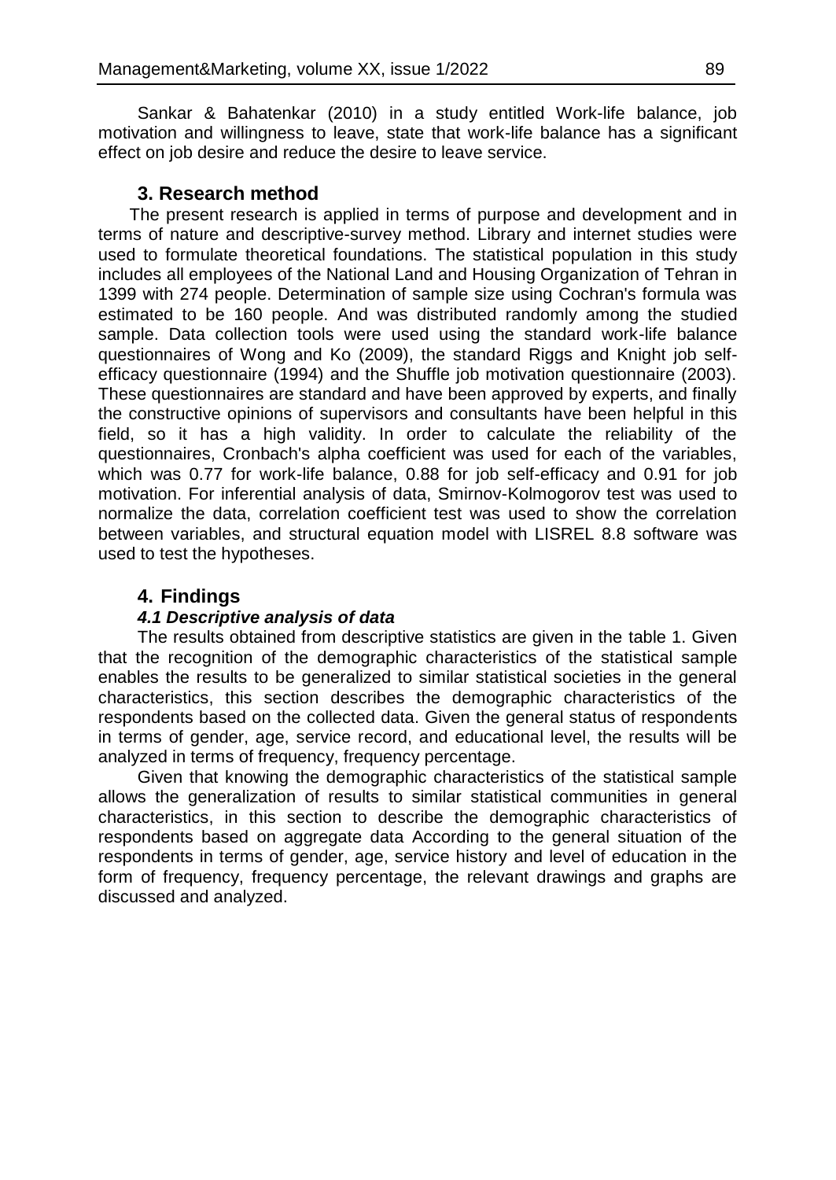Sankar & Bahatenkar (2010) in a study entitled Work-life balance, job motivation and willingness to leave, state that work-life balance has a significant effect on job desire and reduce the desire to leave service.

## 3. Research method

The present research is applied in terms of purpose and development and in terms of nature and descriptive-survey method. Library and internet studies were used to formulate theoretical foundations. The statistical population in this study includes all employees of the National Land and Housing Organization of Tehran in 1399 with 274 people. Determination of sample size using Cochran's formula was estimated to be 160 people. And was distributed randomly among the studied sample. Data collection tools were used using the standard work-life balance questionnaires of Wong and Ko (2009), the standard Riggs and Knight job self-efficacy questionnaire (1994) and the Shuffle job motivation questionnaire (2003). These questionnaires are standard and have been approved by experts, and finally the constructive opinions of supervisors and consultants have been helpful in this field, so it has a high validity. In order to calculate the reliability of the questionnaires, Cronbach's alpha coefficient was used for each of the variables, which was 0.77 for work-life balance, 0.88 for job self-efficacy and 0.91 for job motivation. For inferential analysis of data, Smirnov-Kolmogorov test was used to normalize the data, correlation coefficient test was used to show the correlation between variables, and structural equation model with LISREL 8.8 software was used to test the hypotheses.

## 4. Findings

### *4.1 Descriptive analysis of data*

The results obtained from descriptive statistics are given in the table 1. Given that the recognition of the demographic characteristics of the statistical sample enables the results to be generalized to similar statistical societies in the general characteristics, this section describes the demographic characteristics of the respondents based on the collected data. Given the general status of respondents in terms of gender, age, service record, and educational level, the results will be analyzed in terms of frequency, frequency percentage.

Given that knowing the demographic characteristics of the statistical sample allows the generalization of results to similar statistical communities in general characteristics, in this section to describe the demographic characteristics of respondents based on aggregate data According to the general situation of the respondents in terms of gender, age, service history and level of education in the form of frequency, frequency percentage, the relevant drawings and graphs are discussed and analyzed.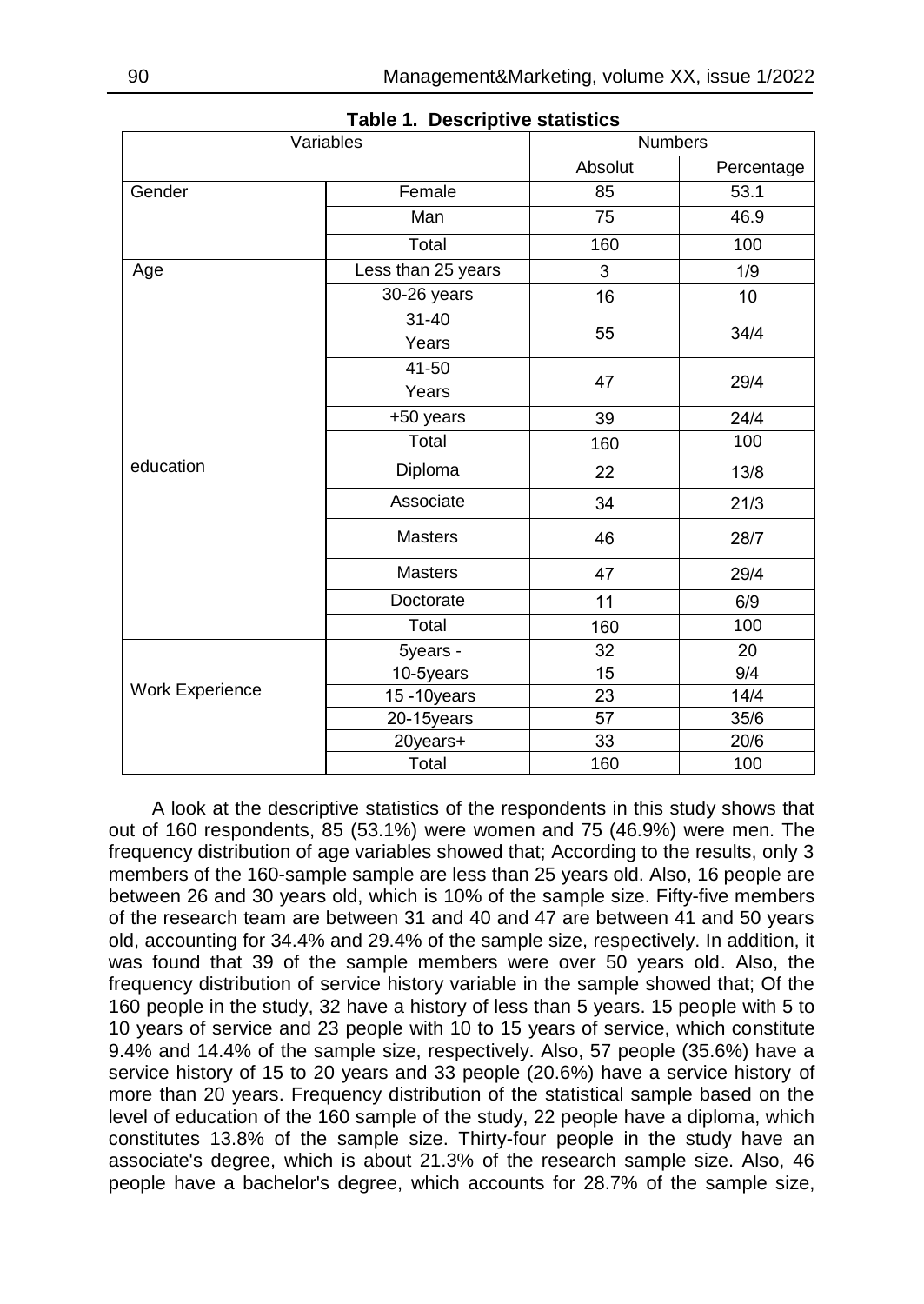**Table 1. Descriptive statistics**

| Variables | | Numbers | |
|---|---|---|---|
| | | Absolut | Percentage |
| Gender | Female | 85 | 53.1 |
| | Man | 75 | 46.9 |
| | Total | 160 | 100 |
| Age | Less than 25 years | 3 | 1/9 |
| | 30-26 years | 16 | 10 |
| | 31-40 Years | 55 | 34/4 |
| | 41-50 Years | 47 | 29/4 |
| | +50 years | 39 | 24/4 |
| | Total | 160 | 100 |
| education | Diploma | 22 | 13/8 |
| | Associate | 34 | 21/3 |
| | Masters | 46 | 28/7 |
| | Masters | 47 | 29/4 |
| | Doctorate | 11 | 6/9 |
| | Total | 160 | 100 |
| Work Experience | 5years - | 32 | 20 |
| | 10-5years | 15 | 9/4 |
| | 15 -10years | 23 | 14/4 |
| | 20-15years | 57 | 35/6 |
| | 20years+ | 33 | 20/6 |
| | Total | 160 | 100 |

A look at the descriptive statistics of the respondents in this study shows that out of 160 respondents, 85 (53.1%) were women and 75 (46.9%) were men. The frequency distribution of age variables showed that; According to the results, only 3 members of the 160-sample sample are less than 25 years old. Also, 16 people are between 26 and 30 years old, which is 10% of the sample size. Fifty-five members of the research team are between 31 and 40 and 47 are between 41 and 50 years old, accounting for 34.4% and 29.4% of the sample size, respectively. In addition, it was found that 39 of the sample members were over 50 years old. Also, the frequency distribution of service history variable in the sample showed that; Of the 160 people in the study, 32 have a history of less than 5 years. 15 people with 5 to 10 years of service and 23 people with 10 to 15 years of service, which constitute 9.4% and 14.4% of the sample size, respectively. Also, 57 people (35.6%) have a service history of 15 to 20 years and 33 people (20.6%) have a service history of more than 20 years. Frequency distribution of the statistical sample based on the level of education of the 160 sample of the study, 22 people have a diploma, which constitutes 13.8% of the sample size. Thirty-four people in the study have an associate's degree, which is about 21.3% of the research sample size. Also, 46 people have a bachelor's degree, which accounts for 28.7% of the sample size,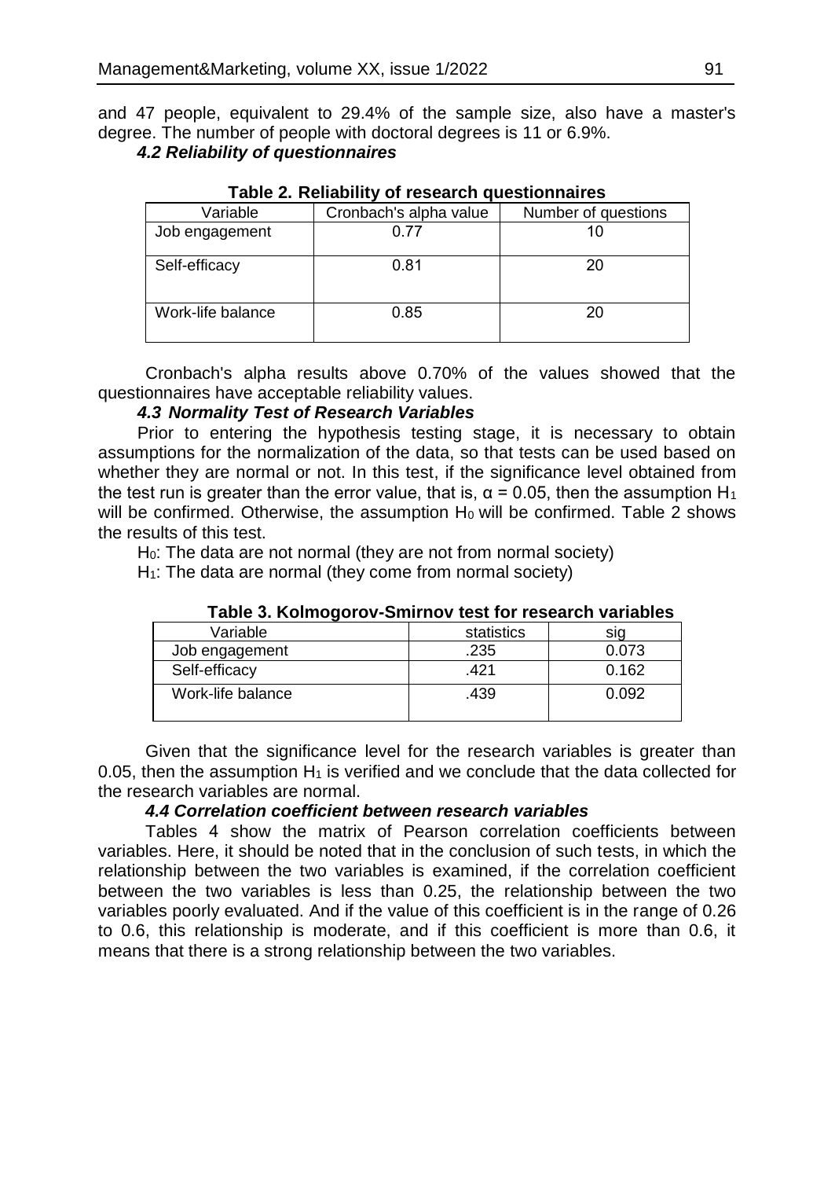and 47 people, equivalent to 29.4% of the sample size, also have a master's degree. The number of people with doctoral degrees is 11 or 6.9%.

#### *4.2 Reliability of questionnaires*

**Table 2. Reliability of research questionnaires**

| Variable | Cronbach's alpha value | Number of questions |
|---|---|---|
| Job engagement | 0.77 | 10 |
| Self-efficacy | 0.81 | 20 |
| Work-life balance | 0.85 | 20 |

Cronbach's alpha results above 0.70% of the values showed that the questionnaires have acceptable reliability values.

#### *4.3 Normality Test of Research Variables*

Prior to entering the hypothesis testing stage, it is necessary to obtain assumptions for the normalization of the data, so that tests can be used based on whether they are normal or not. In this test, if the significance level obtained from the test run is greater than the error value, that is, $\alpha = 0.05$, then the assumption $H_1$ will be confirmed. Otherwise, the assumption $H_0$ will be confirmed. Table 2 shows the results of this test.

$H_0$: The data are not normal (they are not from normal society)

$H_1$: The data are normal (they come from normal society)

**Table 3. Kolmogorov-Smirnov test for research variables**

| Variable | statistics | sig |
|---|---|---|
| Job engagement | .235 | 0.073 |
| Self-efficacy | .421 | 0.162 |
| Work-life balance | .439 | 0.092 |

Given that the significance level for the research variables is greater than 0.05, then the assumption $H_1$ is verified and we conclude that the data collected for the research variables are normal.

#### *4.4 Correlation coefficient between research variables*

Tables 4 show the matrix of Pearson correlation coefficients between variables. Here, it should be noted that in the conclusion of such tests, in which the relationship between the two variables is examined, if the correlation coefficient between the two variables is less than 0.25, the relationship between the two variables poorly evaluated. And if the value of this coefficient is in the range of 0.26 to 0.6, this relationship is moderate, and if this coefficient is more than 0.6, it means that there is a strong relationship between the two variables.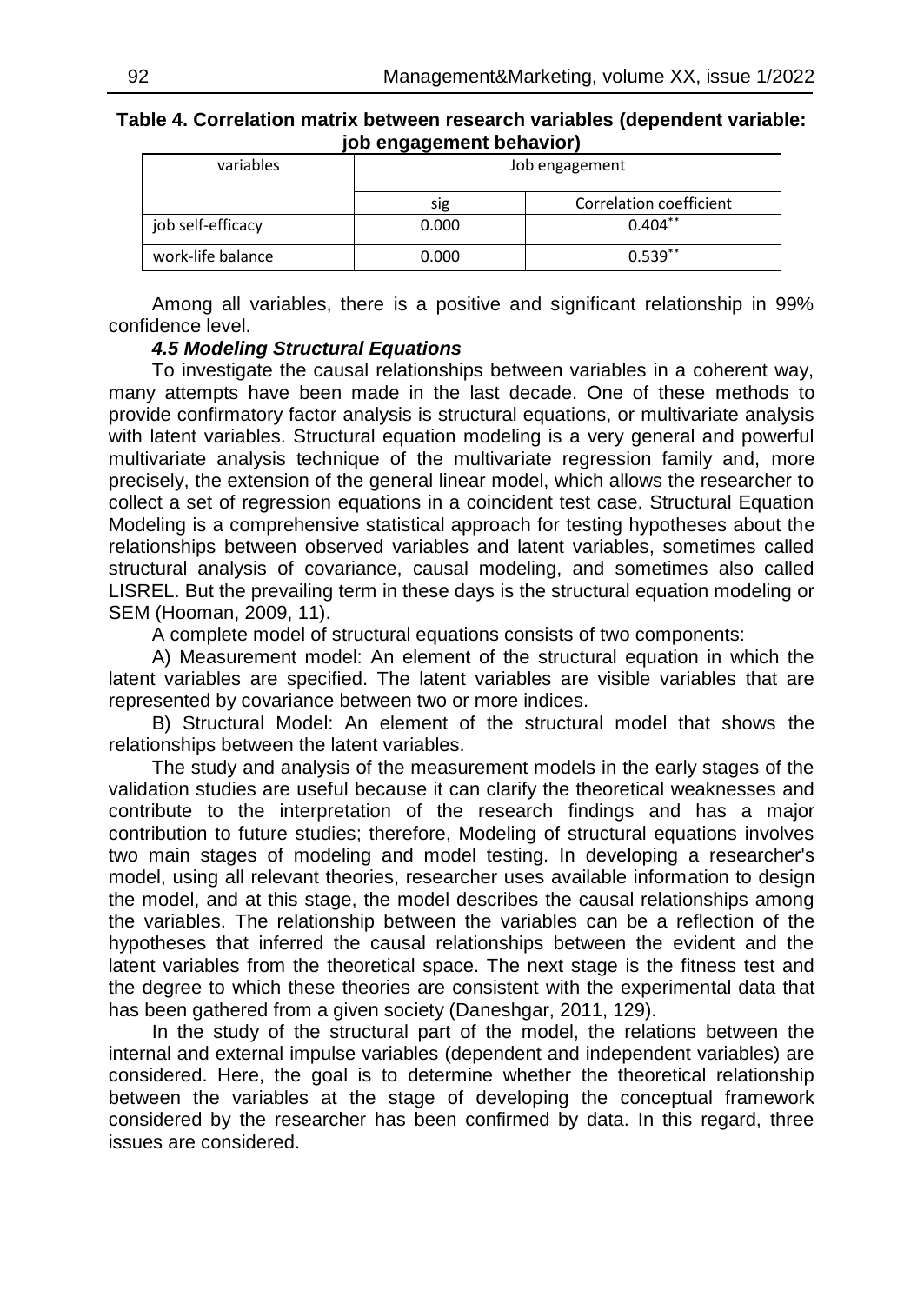**Table 4. Correlation matrix between research variables (dependent variable: job engagement behavior)**

| variables | Job engagement | |
|---|---|---|
| | sig | Correlation coefficient |
| job self-efficacy | 0.000 | 0.404** |
| work-life balance | 0.000 | 0.539** |

Among all variables, there is a positive and significant relationship in 99% confidence level.

#### *4.5 Modeling Structural Equations*

To investigate the causal relationships between variables in a coherent way, many attempts have been made in the last decade. One of these methods to provide confirmatory factor analysis is structural equations, or multivariate analysis with latent variables. Structural equation modeling is a very general and powerful multivariate analysis technique of the multivariate regression family and, more precisely, the extension of the general linear model, which allows the researcher to collect a set of regression equations in a coincident test case. Structural Equation Modeling is a comprehensive statistical approach for testing hypotheses about the relationships between observed variables and latent variables, sometimes called structural analysis of covariance, causal modeling, and sometimes also called LISREL. But the prevailing term in these days is the structural equation modeling or SEM (Hooman, 2009, 11).

A complete model of structural equations consists of two components:

A) Measurement model: An element of the structural equation in which the latent variables are specified. The latent variables are visible variables that are represented by covariance between two or more indices.

B) Structural Model: An element of the structural model that shows the relationships between the latent variables.

The study and analysis of the measurement models in the early stages of the validation studies are useful because it can clarify the theoretical weaknesses and contribute to the interpretation of the research findings and has a major contribution to future studies; therefore, Modeling of structural equations involves two main stages of modeling and model testing. In developing a researcher's model, using all relevant theories, researcher uses available information to design the model, and at this stage, the model describes the causal relationships among the variables. The relationship between the variables can be a reflection of the hypotheses that inferred the causal relationships between the evident and the latent variables from the theoretical space. The next stage is the fitness test and the degree to which these theories are consistent with the experimental data that has been gathered from a given society (Daneshgar, 2011, 129).

In the study of the structural part of the model, the relations between the internal and external impulse variables (dependent and independent variables) are considered. Here, the goal is to determine whether the theoretical relationship between the variables at the stage of developing the conceptual framework considered by the researcher has been confirmed by data. In this regard, three issues are considered.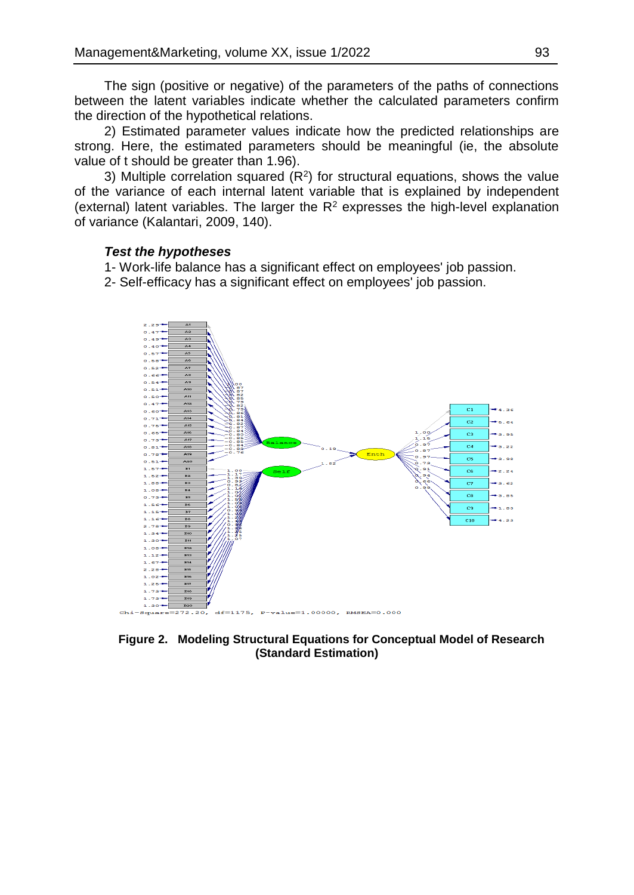The sign (positive or negative) of the parameters of the paths of connections between the latent variables indicate whether the calculated parameters confirm the direction of the hypothetical relations.

2) Estimated parameter values indicate how the predicted relationships are strong. Here, the estimated parameters should be meaningful (ie, the absolute value of t should be greater than 1.96).

3) Multiple correlation squared ($R^2$) for structural equations, shows the value of the variance of each internal latent variable that is explained by independent (external) latent variables. The larger the $R^2$ expresses the high-level explanation of variance (Kalantari, 2009, 140).

### *Test the hypotheses*

1- Work-life balance has a significant effect on employees' job passion.

2- Self-efficacy has a significant effect on employees' job passion.

Chi-Square=272.20, df=1175, P-value=1.00000, RMSEA=0.000

**Figure 2. Modeling Structural Equations for Conceptual Model of Research (Standard Estimation)**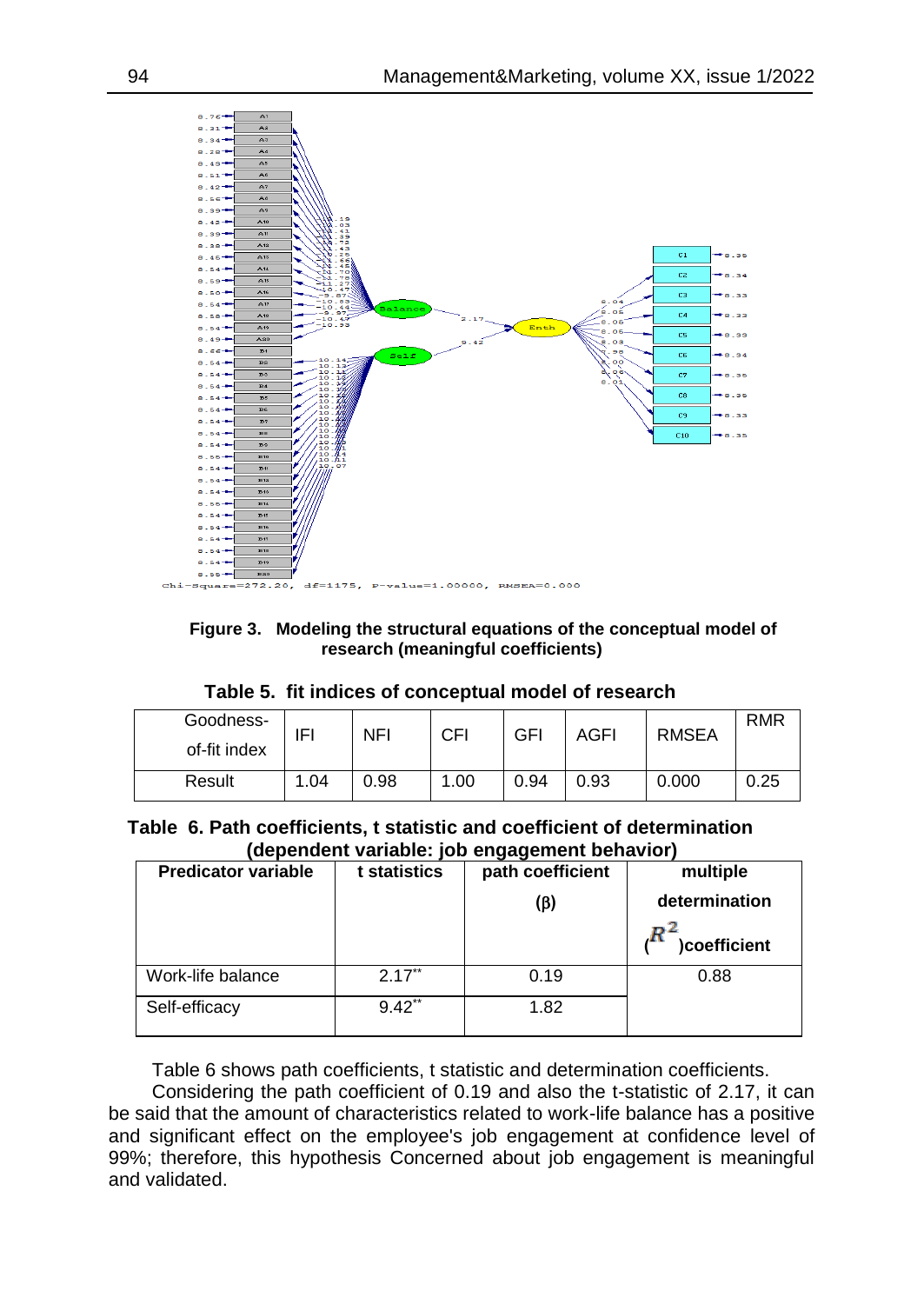**Figure 3. Modeling the structural equations of the conceptual model of research (meaningful coefficients)**

**Table 5. fit indices of conceptual model of research**

| Goodness-of-fit index | IFI | NFI | CFI | GFI | AGFI | RMSEA | RMR |
|---|---|---|---|---|---|---|---|
| Result | 1.04 | 0.98 | 1.00 | 0.94 | 0.93 | 0.000 | 0.25 |

**Table 6. Path coefficients, t statistic and coefficient of determination (dependent variable: job engagement behavior)**

| Predicator variable | t statistics | path coefficient (β) | multiple determination ($R^2$)coefficient |
|---|---|---|---|
| Work-life balance | $2.17^{**}$ | 0.19 | 0.88 |
| Self-efficacy | $9.42^{**}$ | 1.82 | |

Table 6 shows path coefficients, t statistic and determination coefficients.

Considering the path coefficient of 0.19 and also the t-statistic of 2.17, it can be said that the amount of characteristics related to work-life balance has a positive and significant effect on the employee's job engagement at confidence level of 99%; therefore, this hypothesis Concerned about job engagement is meaningful and validated.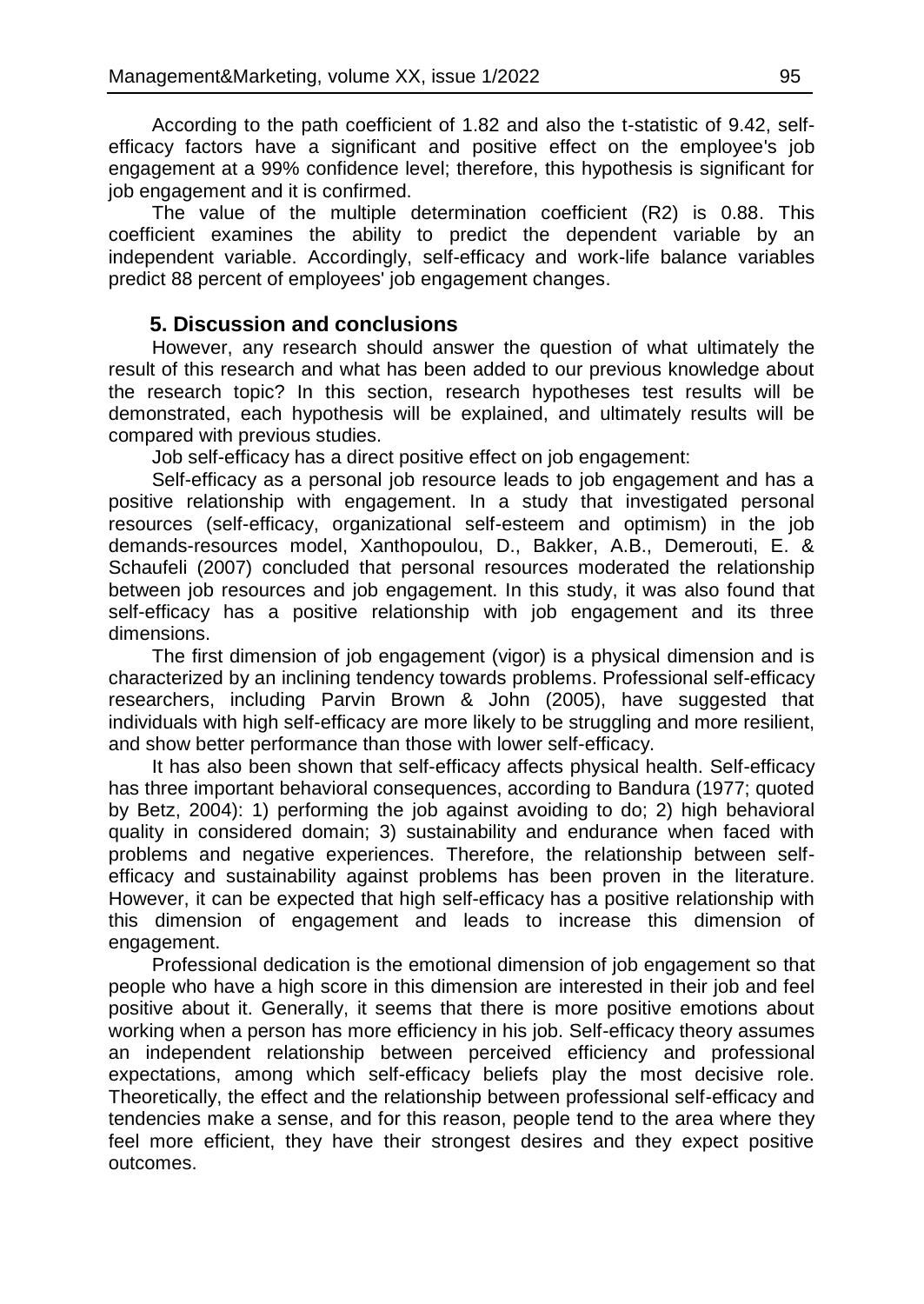According to the path coefficient of 1.82 and also the t-statistic of 9.42, self-efficacy factors have a significant and positive effect on the employee's job engagement at a 99% confidence level; therefore, this hypothesis is significant for job engagement and it is confirmed.

The value of the multiple determination coefficient (R2) is 0.88. This coefficient examines the ability to predict the dependent variable by an independent variable. Accordingly, self-efficacy and work-life balance variables predict 88 percent of employees' job engagement changes.

## 5. Discussion and conclusions

However, any research should answer the question of what ultimately the result of this research and what has been added to our previous knowledge about the research topic? In this section, research hypotheses test results will be demonstrated, each hypothesis will be explained, and ultimately results will be compared with previous studies.

Job self-efficacy has a direct positive effect on job engagement:

Self-efficacy as a personal job resource leads to job engagement and has a positive relationship with engagement. In a study that investigated personal resources (self-efficacy, organizational self-esteem and optimism) in the job demands-resources model, Xanthopoulou, D., Bakker, A.B., Demerouti, E. & Schaufeli (2007) concluded that personal resources moderated the relationship between job resources and job engagement. In this study, it was also found that self-efficacy has a positive relationship with job engagement and its three dimensions.

The first dimension of job engagement (vigor) is a physical dimension and is characterized by an inclining tendency towards problems. Professional self-efficacy researchers, including Parvin Brown & John (2005), have suggested that individuals with high self-efficacy are more likely to be struggling and more resilient, and show better performance than those with lower self-efficacy.

It has also been shown that self-efficacy affects physical health. Self-efficacy has three important behavioral consequences, according to Bandura (1977; quoted by Betz, 2004): 1) performing the job against avoiding to do; 2) high behavioral quality in considered domain; 3) sustainability and endurance when faced with problems and negative experiences. Therefore, the relationship between self-efficacy and sustainability against problems has been proven in the literature. However, it can be expected that high self-efficacy has a positive relationship with this dimension of engagement and leads to increase this dimension of engagement.

Professional dedication is the emotional dimension of job engagement so that people who have a high score in this dimension are interested in their job and feel positive about it. Generally, it seems that there is more positive emotions about working when a person has more efficiency in his job. Self-efficacy theory assumes an independent relationship between perceived efficiency and professional expectations, among which self-efficacy beliefs play the most decisive role. Theoretically, the effect and the relationship between professional self-efficacy and tendencies make a sense, and for this reason, people tend to the area where they feel more efficient, they have their strongest desires and they expect positive outcomes.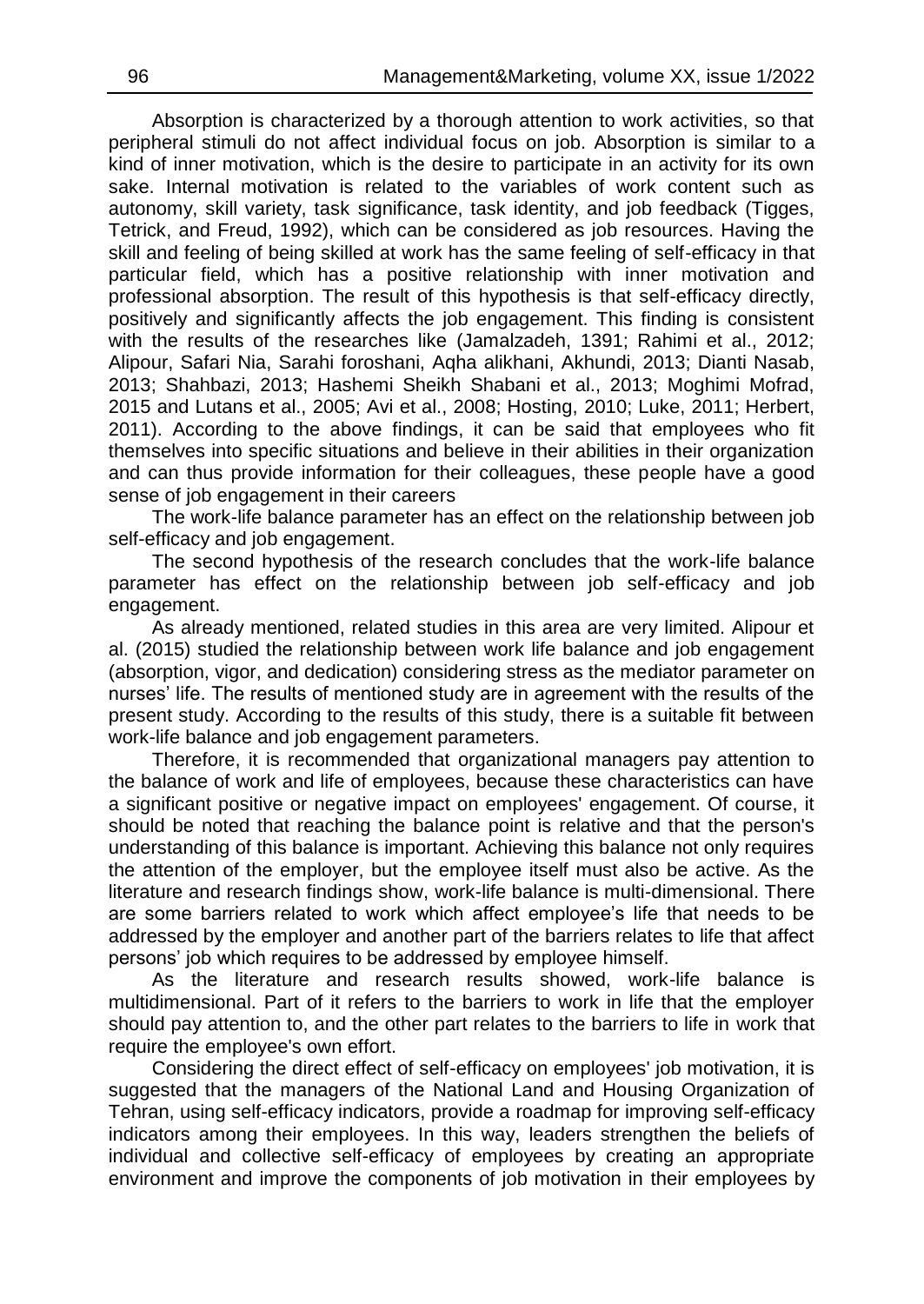Absorption is characterized by a thorough attention to work activities, so that peripheral stimuli do not affect individual focus on job. Absorption is similar to a kind of inner motivation, which is the desire to participate in an activity for its own sake. Internal motivation is related to the variables of work content such as autonomy, skill variety, task significance, task identity, and job feedback (Tigges, Tetrick, and Freud, 1992), which can be considered as job resources. Having the skill and feeling of being skilled at work has the same feeling of self-efficacy in that particular field, which has a positive relationship with inner motivation and professional absorption. The result of this hypothesis is that self-efficacy directly, positively and significantly affects the job engagement. This finding is consistent with the results of the researches like (Jamalzadeh, 1391; Rahimi et al., 2012; Alipour, Safari Nia, Sarahi foroshani, Aqha alikhani, Akhundi, 2013; Dianti Nasab, 2013; Shahbazi, 2013; Hashemi Sheikh Shabani et al., 2013; Moghimi Mofrad, 2015 and Lutans et al., 2005; Avi et al., 2008; Hosting, 2010; Luke, 2011; Herbert, 2011). According to the above findings, it can be said that employees who fit themselves into specific situations and believe in their abilities in their organization and can thus provide information for their colleagues, these people have a good sense of job engagement in their careers

The work-life balance parameter has an effect on the relationship between job self-efficacy and job engagement.

The second hypothesis of the research concludes that the work-life balance parameter has effect on the relationship between job self-efficacy and job engagement.

As already mentioned, related studies in this area are very limited. Alipour et al. (2015) studied the relationship between work life balance and job engagement (absorption, vigor, and dedication) considering stress as the mediator parameter on nurses' life. The results of mentioned study are in agreement with the results of the present study. According to the results of this study, there is a suitable fit between work-life balance and job engagement parameters.

Therefore, it is recommended that organizational managers pay attention to the balance of work and life of employees, because these characteristics can have a significant positive or negative impact on employees' engagement. Of course, it should be noted that reaching the balance point is relative and that the person's understanding of this balance is important. Achieving this balance not only requires the attention of the employer, but the employee itself must also be active. As the literature and research findings show, work-life balance is multi-dimensional. There are some barriers related to work which affect employee's life that needs to be addressed by the employer and another part of the barriers relates to life that affect persons' job which requires to be addressed by employee himself.

As the literature and research results showed, work-life balance is multidimensional. Part of it refers to the barriers to work in life that the employer should pay attention to, and the other part relates to the barriers to life in work that require the employee's own effort.

Considering the direct effect of self-efficacy on employees' job motivation, it is suggested that the managers of the National Land and Housing Organization of Tehran, using self-efficacy indicators, provide a roadmap for improving self-efficacy indicators among their employees. In this way, leaders strengthen the beliefs of individual and collective self-efficacy of employees by creating an appropriate environment and improve the components of job motivation in their employees by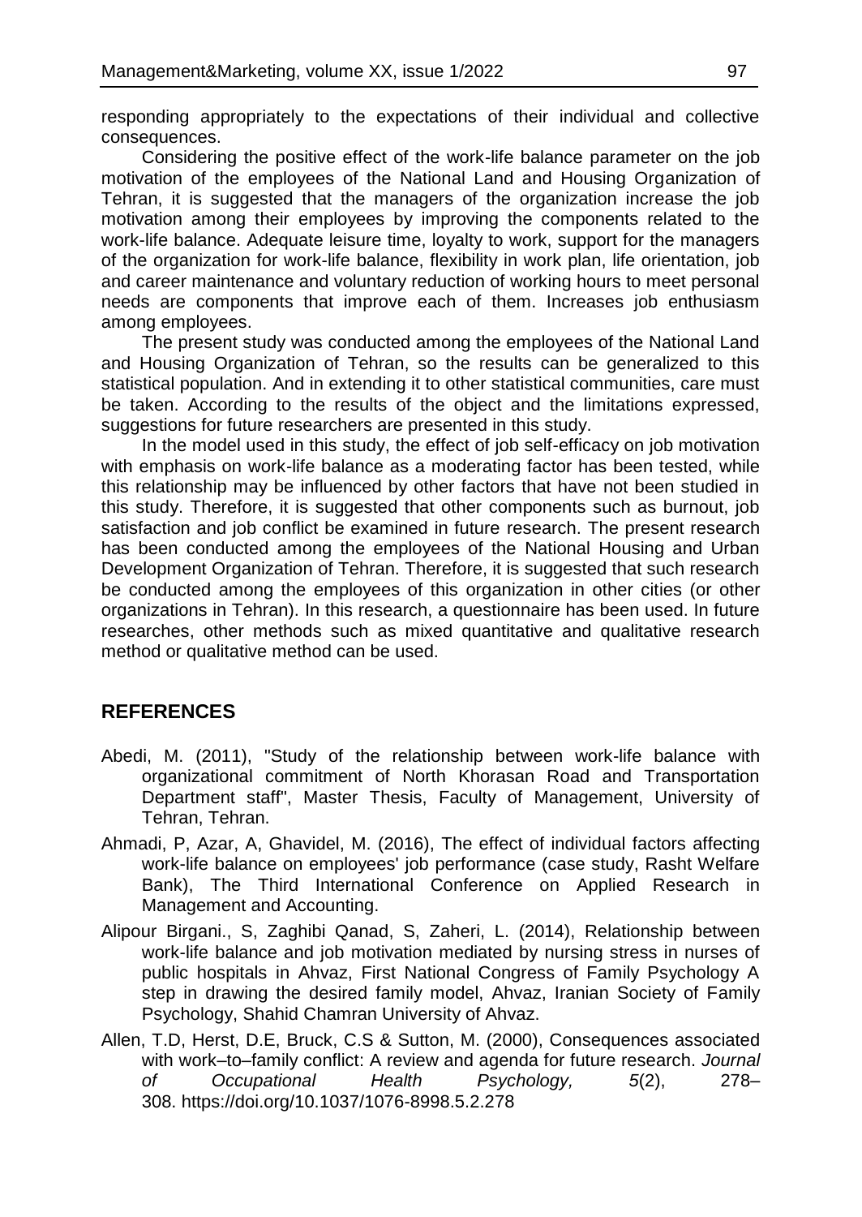responding appropriately to the expectations of their individual and collective consequences.

Considering the positive effect of the work-life balance parameter on the job motivation of the employees of the National Land and Housing Organization of Tehran, it is suggested that the managers of the organization increase the job motivation among their employees by improving the components related to the work-life balance. Adequate leisure time, loyalty to work, support for the managers of the organization for work-life balance, flexibility in work plan, life orientation, job and career maintenance and voluntary reduction of working hours to meet personal needs are components that improve each of them. Increases job enthusiasm among employees.

The present study was conducted among the employees of the National Land and Housing Organization of Tehran, so the results can be generalized to this statistical population. And in extending it to other statistical communities, care must be taken. According to the results of the object and the limitations expressed, suggestions for future researchers are presented in this study.

In the model used in this study, the effect of job self-efficacy on job motivation with emphasis on work-life balance as a moderating factor has been tested, while this relationship may be influenced by other factors that have not been studied in this study. Therefore, it is suggested that other components such as burnout, job satisfaction and job conflict be examined in future research. The present research has been conducted among the employees of the National Housing and Urban Development Organization of Tehran. Therefore, it is suggested that such research be conducted among the employees of this organization in other cities (or other organizations in Tehran). In this research, a questionnaire has been used. In future researches, other methods such as mixed quantitative and qualitative research method or qualitative method can be used.

## REFERENCES

Abedi, M. (2011), "Study of the relationship between work-life balance with organizational commitment of North Khorasan Road and Transportation Department staff", Master Thesis, Faculty of Management, University of Tehran, Tehran.

Ahmadi, P, Azar, A, Ghavidel, M. (2016), The effect of individual factors affecting work-life balance on employees' job performance (case study, Rasht Welfare Bank), The Third International Conference on Applied Research in Management and Accounting.

Alipour Birgani., S, Zaghibi Qanad, S, Zaheri, L. (2014), Relationship between work-life balance and job motivation mediated by nursing stress in nurses of public hospitals in Ahvaz, First National Congress of Family Psychology A step in drawing the desired family model, Ahvaz, Iranian Society of Family Psychology, Shahid Chamran University of Ahvaz.

Allen, T.D, Herst, D.E, Bruck, C.S & Sutton, M. (2000), Consequences associated with work–to–family conflict: A review and agenda for future research. *Journal of Occupational Health Psychology, 5*(2), 278–308. https://doi.org/10.1037/1076-8998.5.2.278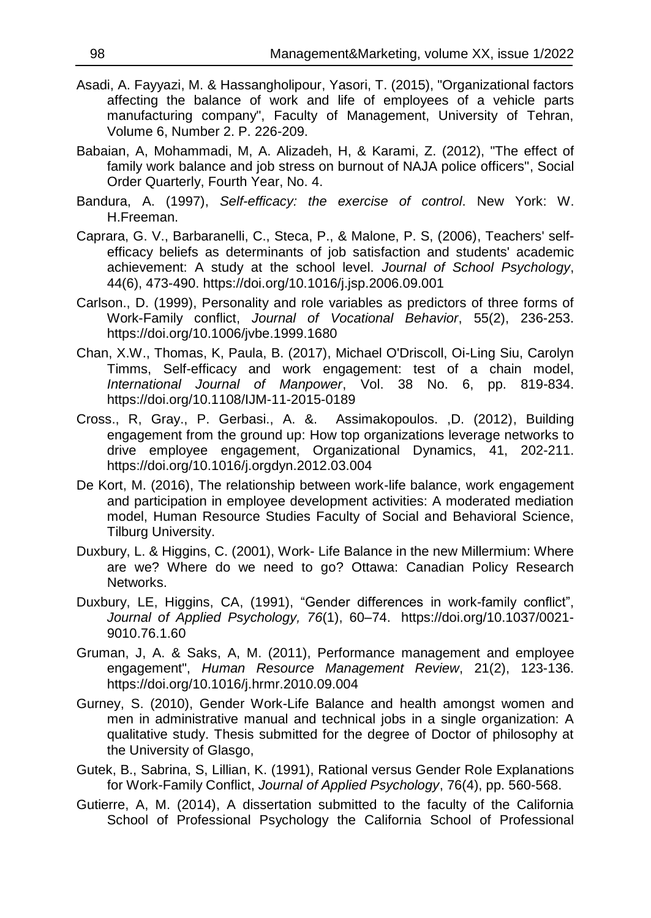Asadi, A. Fayyazi, M. & Hassangholipour, Yasori, T. (2015), "Organizational factors affecting the balance of work and life of employees of a vehicle parts manufacturing company", Faculty of Management, University of Tehran, Volume 6, Number 2. P. 226-209.

Babaian, A, Mohammadi, M, A. Alizadeh, H, & Karami, Z. (2012), "The effect of family work balance and job stress on burnout of NAJA police officers", Social Order Quarterly, Fourth Year, No. 4.

Bandura, A. (1997), *Self-efficacy: the exercise of control*. New York: W. H.Freeman.

Caprara, G. V., Barbaranelli, C., Steca, P., & Malone, P. S, (2006), Teachers' self-efficacy beliefs as determinants of job satisfaction and students' academic achievement: A study at the school level. *Journal of School Psychology*, 44(6), 473-490. https://doi.org/10.1016/j.jsp.2006.09.001

Carlson., D. (1999), Personality and role variables as predictors of three forms of Work-Family conflict, *Journal of Vocational Behavior*, 55(2), 236-253. https://doi.org/10.1006/jvbe.1999.1680

Chan, X.W., Thomas, K, Paula, B. (2017), Michael O'Driscoll, Oi-Ling Siu, Carolyn Timms, Self-efficacy and work engagement: test of a chain model, *International Journal of Manpower*, Vol. 38 No. 6, pp. 819-834. https://doi.org/10.1108/IJM-11-2015-0189

Cross., R, Gray., P. Gerbasi., A. &. Assimakopoulos. ,D. (2012), Building engagement from the ground up: How top organizations leverage networks to drive employee engagement, Organizational Dynamics, 41, 202-211. https://doi.org/10.1016/j.orgdyn.2012.03.004

De Kort, M. (2016), The relationship between work-life balance, work engagement and participation in employee development activities: A moderated mediation model, Human Resource Studies Faculty of Social and Behavioral Science, Tilburg University.

Duxbury, L. & Higgins, C. (2001), Work- Life Balance in the new Millermium: Where are we? Where do we need to go? Ottawa: Canadian Policy Research Networks.

Duxbury, LE, Higgins, CA, (1991), "Gender differences in work-family conflict", *Journal of Applied Psychology, 76*(1), 60–74. https://doi.org/10.1037/0021-9010.76.1.60

Gruman, J, A. & Saks, A, M. (2011), Performance management and employee engagement", *Human Resource Management Review*, 21(2), 123-136. https://doi.org/10.1016/j.hrmr.2010.09.004

Gurney, S. (2010), Gender Work-Life Balance and health amongst women and men in administrative manual and technical jobs in a single organization: A qualitative study. Thesis submitted for the degree of Doctor of philosophy at the University of Glasgo,

Gutek, B., Sabrina, S, Lillian, K. (1991), Rational versus Gender Role Explanations for Work-Family Conflict, *Journal of Applied Psychology*, 76(4), pp. 560-568.

Gutierre, A, M. (2014), A dissertation submitted to the faculty of the California School of Professional Psychology the California School of Professional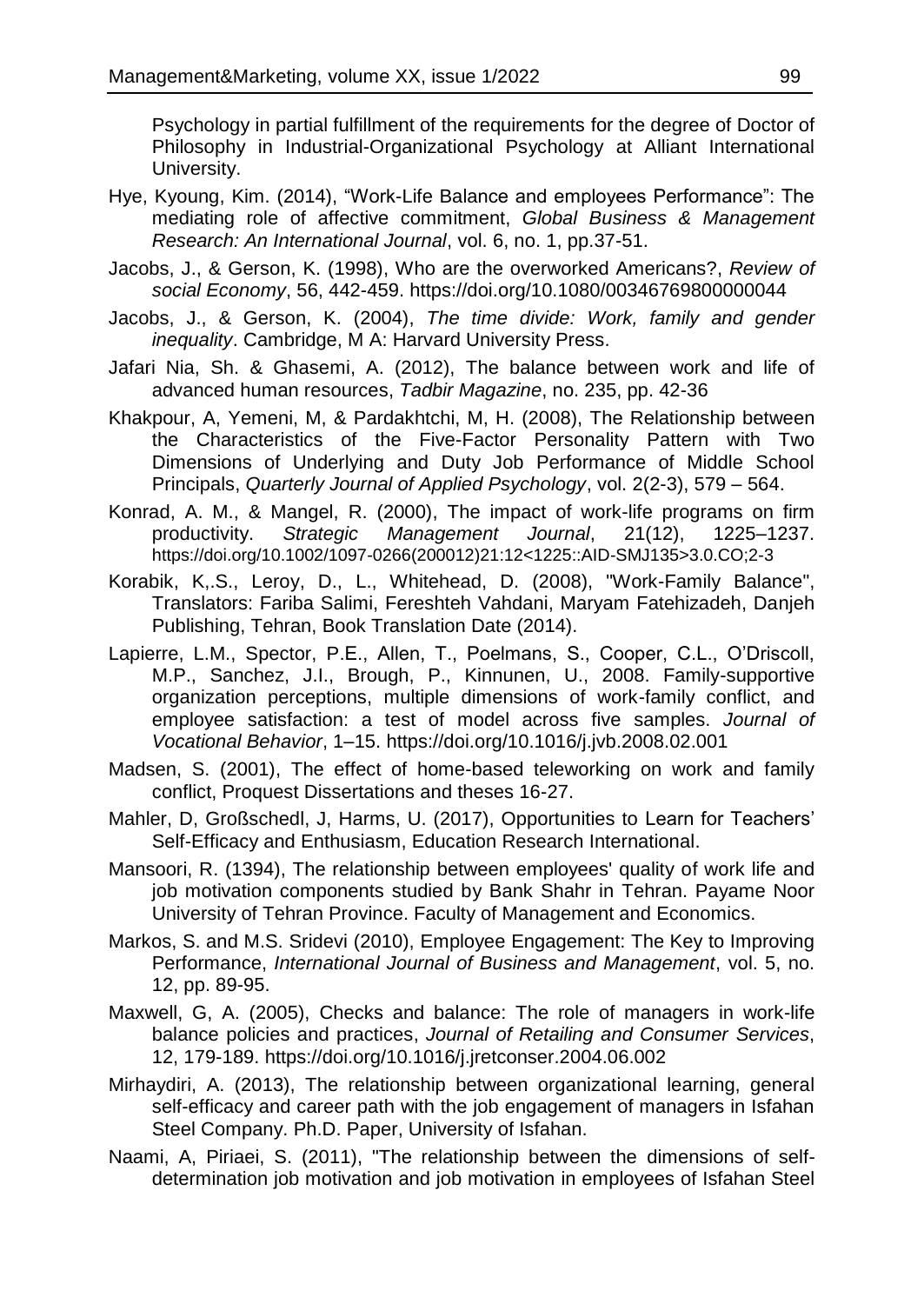Psychology in partial fulfillment of the requirements for the degree of Doctor of Philosophy in Industrial-Organizational Psychology at Alliant International University.

Hye, Kyoung, Kim. (2014), "Work-Life Balance and employees Performance": The mediating role of affective commitment, *Global Business & Management Research: An International Journal*, vol. 6, no. 1, pp.37-51.

Jacobs, J., & Gerson, K. (1998), Who are the overworked Americans?, *Review of social Economy*, 56, 442-459. https://doi.org/10.1080/00346769800000044

Jacobs, J., & Gerson, K. (2004), *The time divide: Work, family and gender inequality*. Cambridge, M A: Harvard University Press.

Jafari Nia, Sh. & Ghasemi, A. (2012), The balance between work and life of advanced human resources, *Tadbir Magazine*, no. 235, pp. 42-36

Khakpour, A, Yemeni, M, & Pardakhtchi, M, H. (2008), The Relationship between the Characteristics of the Five-Factor Personality Pattern with Two Dimensions of Underlying and Duty Job Performance of Middle School Principals, *Quarterly Journal of Applied Psychology*, vol. 2(2-3), 579 – 564.

Konrad, A. M., & Mangel, R. (2000), The impact of work-life programs on firm productivity. *Strategic Management Journal*, 21(12), 1225–1237. https://doi.org/10.1002/1097-0266(200012)21:12<1225::AID-SMJ135>3.0.CO;2-3

Korabik, K,.S., Leroy, D., L., Whitehead, D. (2008), "Work-Family Balance", Translators: Fariba Salimi, Fereshteh Vahdani, Maryam Fatehizadeh, Danjeh Publishing, Tehran, Book Translation Date (2014).

Lapierre, L.M., Spector, P.E., Allen, T., Poelmans, S., Cooper, C.L., O'Driscoll, M.P., Sanchez, J.I., Brough, P., Kinnunen, U., 2008. Family-supportive organization perceptions, multiple dimensions of work-family conflict, and employee satisfaction: a test of model across five samples. *Journal of Vocational Behavior*, 1–15. https://doi.org/10.1016/j.jvb.2008.02.001

Madsen, S. (2001), The effect of home-based teleworking on work and family conflict, Proquest Dissertations and theses 16-27.

Mahler, D, Großschedl, J, Harms, U. (2017), Opportunities to Learn for Teachers' Self-Efficacy and Enthusiasm, Education Research International.

Mansoori, R. (1394), The relationship between employees' quality of work life and job motivation components studied by Bank Shahr in Tehran. Payame Noor University of Tehran Province. Faculty of Management and Economics.

Markos, S. and M.S. Sridevi (2010), Employee Engagement: The Key to Improving Performance, *International Journal of Business and Management*, vol. 5, no. 12, pp. 89-95.

Maxwell, G, A. (2005), Checks and balance: The role of managers in work-life balance policies and practices, *Journal of Retailing and Consumer Services*, 12, 179-189. https://doi.org/10.1016/j.jretconser.2004.06.002

Mirhaydiri, A. (2013), The relationship between organizational learning, general self-efficacy and career path with the job engagement of managers in Isfahan Steel Company. Ph.D. Paper, University of Isfahan.

Naami, A, Piriaei, S. (2011), "The relationship between the dimensions of self-determination job motivation and job motivation in employees of Isfahan Steel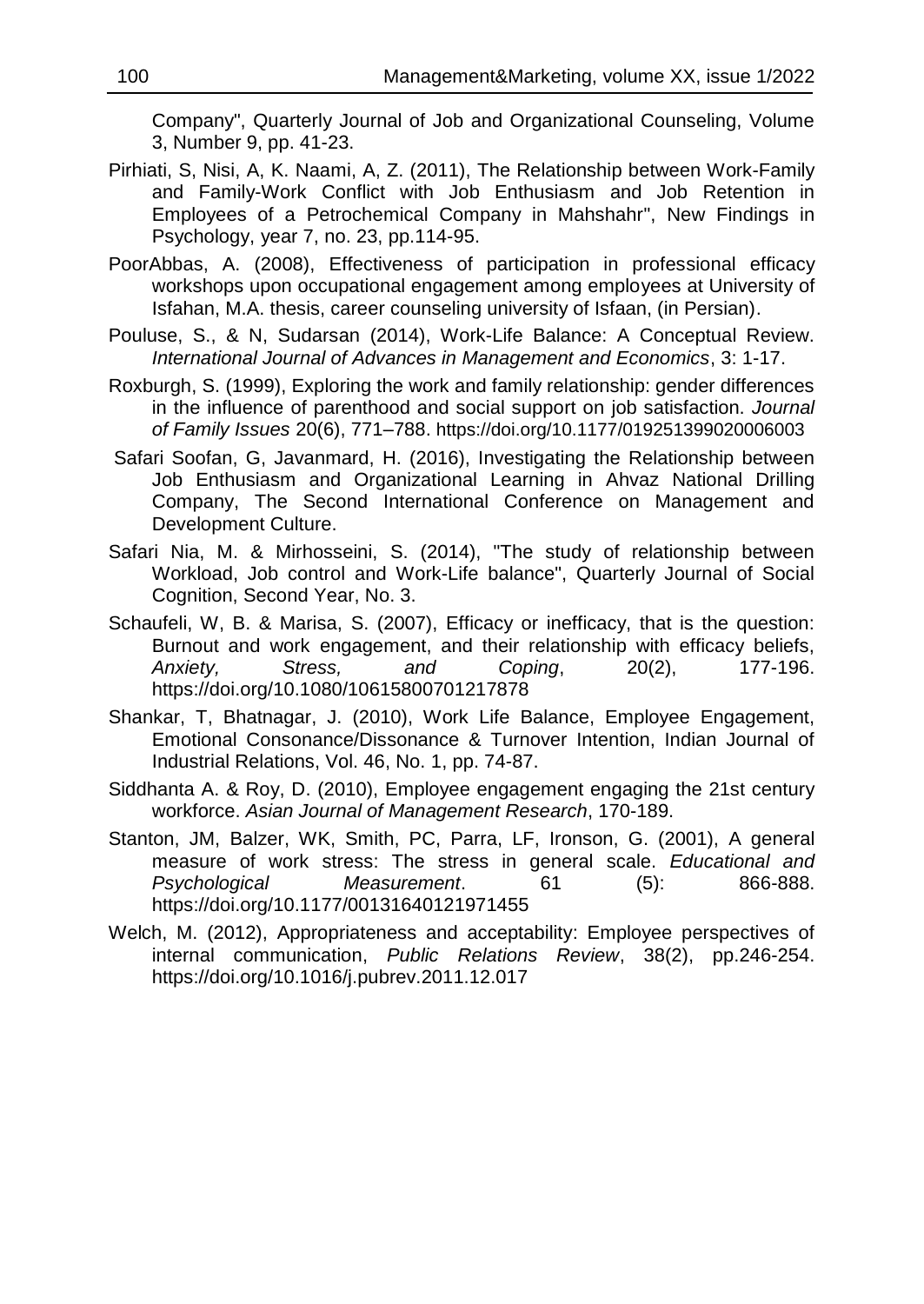Company", Quarterly Journal of Job and Organizational Counseling, Volume 3, Number 9, pp. 41-23.

Pirhiati, S, Nisi, A, K. Naami, A, Z. (2011), The Relationship between Work-Family and Family-Work Conflict with Job Enthusiasm and Job Retention in Employees of a Petrochemical Company in Mahshahr", New Findings in Psychology, year 7, no. 23, pp.114-95.

PoorAbbas, A. (2008), Effectiveness of participation in professional efficacy workshops upon occupational engagement among employees at University of Isfahan, M.A. thesis, career counseling university of Isfaan, (in Persian).

Pouluse, S., & N, Sudarsan (2014), Work-Life Balance: A Conceptual Review. *International Journal of Advances in Management and Economics*, 3: 1-17.

Roxburgh, S. (1999), Exploring the work and family relationship: gender differences in the influence of parenthood and social support on job satisfaction. *Journal of Family Issues* 20(6), 771–788. https://doi.org/10.1177/019251399020006003

Safari Soofan, G, Javanmard, H. (2016), Investigating the Relationship between Job Enthusiasm and Organizational Learning in Ahvaz National Drilling Company, The Second International Conference on Management and Development Culture.

Safari Nia, M. & Mirhosseini, S. (2014), "The study of relationship between Workload, Job control and Work-Life balance", Quarterly Journal of Social Cognition, Second Year, No. 3.

Schaufeli, W, B. & Marisa, S. (2007), Efficacy or inefficacy, that is the question: Burnout and work engagement, and their relationship with efficacy beliefs, *Anxiety, Stress, and Coping*, 20(2), 177-196. https://doi.org/10.1080/10615800701217878

Shankar, T, Bhatnagar, J. (2010), Work Life Balance, Employee Engagement, Emotional Consonance/Dissonance & Turnover Intention, Indian Journal of Industrial Relations, Vol. 46, No. 1, pp. 74-87.

Siddhanta A. & Roy, D. (2010), Employee engagement engaging the 21st century workforce. *Asian Journal of Management Research*, 170-189.

Stanton, JM, Balzer, WK, Smith, PC, Parra, LF, Ironson, G. (2001), A general measure of work stress: The stress in general scale. *Educational and Psychological Measurement*. 61 (5): 866-888. https://doi.org/10.1177/00131640121971455

Welch, M. (2012), Appropriateness and acceptability: Employee perspectives of internal communication, *Public Relations Review*, 38(2), pp.246-254. https://doi.org/10.1016/j.pubrev.2011.12.017